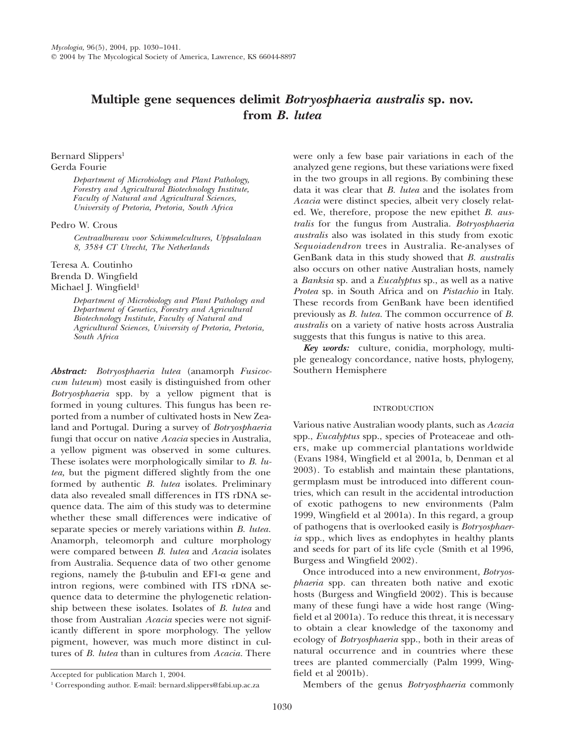# Multiple gene sequences delimit *Botryosphaeria australis* sp. nov. from *B. lutea*

Bernard Slippers[1]
Gerda Fourie

*Department of Microbiology and Plant Pathology, Forestry and Agricultural Biotechnology Institute, Faculty of Natural and Agricultural Sciences, University of Pretoria, Pretoria, South Africa*

Pedro W. Crous

*Centraalbureau voor Schimmelcultures, Uppsalalaan 8, 3584 CT Utrecht, The Netherlands*

Teresa A. Coutinho
Brenda D. Wingfield
Michael J. Wingfield[1]

*Department of Microbiology and Plant Pathology and Department of Genetics, Forestry and Agricultural Biotechnology Institute, Faculty of Natural and Agricultural Sciences, University of Pretoria, Pretoria, South Africa*

***Abstract:*** *Botryosphaeria lutea* (anamorph *Fusicoccum luteum*) most easily is distinguished from other *Botryosphaeria* spp. by a yellow pigment that is formed in young cultures. This fungus has been reported from a number of cultivated hosts in New Zealand and Portugal. During a survey of *Botryosphaeria* fungi that occur on native *Acacia* species in Australia, a yellow pigment was observed in some cultures. These isolates were morphologically similar to *B. lutea,* but the pigment differed slightly from the one formed by authentic *B. lutea* isolates. Preliminary data also revealed small differences in ITS rDNA sequence data. The aim of this study was to determine whether these small differences were indicative of separate species or merely variations within *B. lutea*. Anamorph, teleomorph and culture morphology were compared between *B. lutea* and *Acacia* isolates from Australia. Sequence data of two other genome regions, namely the β-tubulin and EF1-α gene and intron regions, were combined with ITS rDNA sequence data to determine the phylogenetic relationship between these isolates. Isolates of *B. lutea* and those from Australian *Acacia* species were not significantly different in spore morphology. The yellow pigment, however, was much more distinct in cultures of *B. lutea* than in cultures from *Acacia*. There were only a few base pair variations in each of the analyzed gene regions, but these variations were fixed in the two groups in all regions. By combining these data it was clear that *B. lutea* and the isolates from *Acacia* were distinct species, albeit very closely related. We, therefore, propose the new epithet *B. australis* for the fungus from Australia. *Botryosphaeria australis* also was isolated in this study from exotic *Sequoiadendron* trees in Australia. Re-analyses of GenBank data in this study showed that *B. australis* also occurs on other native Australian hosts, namely a *Banksia* sp. and a *Eucalyptus* sp., as well as a native *Protea* sp. in South Africa and on *Pistachio* in Italy. These records from GenBank have been identified previously as *B. lutea*. The common occurrence of *B. australis* on a variety of native hosts across Australia suggests that this fungus is native to this area.

***Key words:*** culture, conidia, morphology, multiple genealogy concordance, native hosts, phylogeny, Southern Hemisphere

## INTRODUCTION

Various native Australian woody plants, such as *Acacia* spp., *Eucalyptus* spp., species of Proteaceae and others, make up commercial plantations worldwide (Evans 1984, Wingfield et al 2001a, b, Denman et al 2003). To establish and maintain these plantations, germplasm must be introduced into different countries, which can result in the accidental introduction of exotic pathogens to new environments (Palm 1999, Wingfield et al 2001a). In this regard, a group of pathogens that is overlooked easily is *Botryosphaeria* spp., which lives as endophytes in healthy plants and seeds for part of its life cycle (Smith et al 1996, Burgess and Wingfield 2002).

Once introduced into a new environment, *Botryosphaeria* spp. can threaten both native and exotic hosts (Burgess and Wingfield 2002). This is because many of these fungi have a wide host range (Wingfield et al 2001a). To reduce this threat, it is necessary to obtain a clear knowledge of the taxonomy and ecology of *Botryosphaeria* spp., both in their areas of natural occurrence and in countries where these trees are planted commercially (Palm 1999, Wingfield et al 2001b).

Members of the genus *Botryosphaeria* commonly

Accepted for publication March 1, 2004.

[1] Corresponding author. E-mail: bernard.slippers@fabi.up.ac.za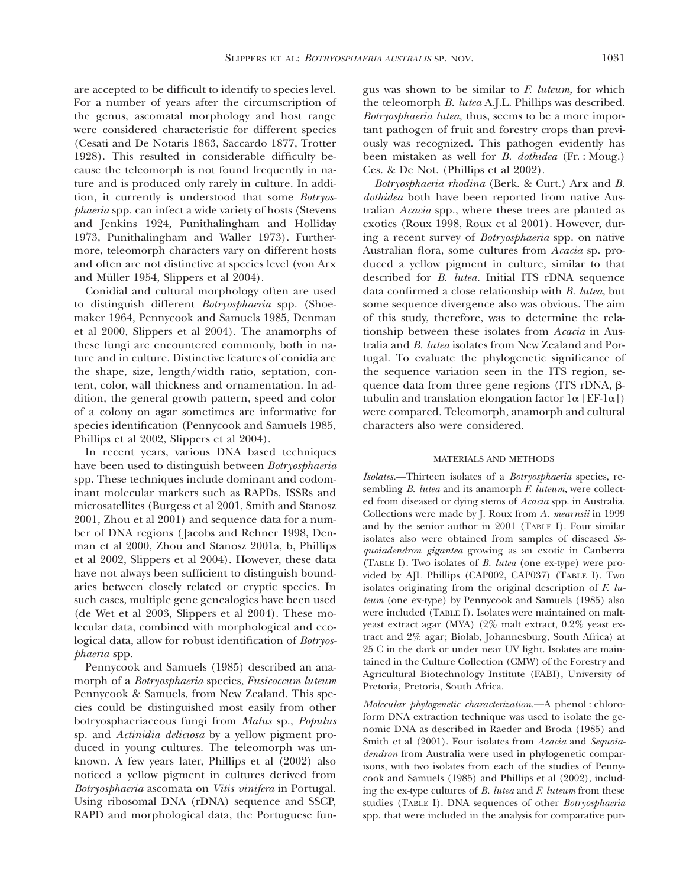are accepted to be difficult to identify to species level. For a number of years after the circumscription of the genus, ascomatal morphology and host range were considered characteristic for different species (Cesati and De Notaris 1863, Saccardo 1877, Trotter 1928). This resulted in considerable difficulty because the teleomorph is not found frequently in nature and is produced only rarely in culture. In addition, it currently is understood that some *Botryosphaeria* spp. can infect a wide variety of hosts (Stevens and Jenkins 1924, Punithalingham and Holliday 1973, Punithalingham and Waller 1973). Furthermore, teleomorph characters vary on different hosts and often are not distinctive at species level (von Arx and Müller 1954, Slippers et al 2004).

Conidial and cultural morphology often are used to distinguish different *Botryosphaeria* spp. (Shoemaker 1964, Pennycook and Samuels 1985, Denman et al 2000, Slippers et al 2004). The anamorphs of these fungi are encountered commonly, both in nature and in culture. Distinctive features of conidia are the shape, size, length/width ratio, septation, content, color, wall thickness and ornamentation. In addition, the general growth pattern, speed and color of a colony on agar sometimes are informative for species identification (Pennycook and Samuels 1985, Phillips et al 2002, Slippers et al 2004).

In recent years, various DNA based techniques have been used to distinguish between *Botryosphaeria* spp. These techniques include dominant and codominant molecular markers such as RAPDs, ISSRs and microsatellites (Burgess et al 2001, Smith and Stanosz 2001, Zhou et al 2001) and sequence data for a number of DNA regions (Jacobs and Rehner 1998, Denman et al 2000, Zhou and Stanosz 2001a, b, Phillips et al 2002, Slippers et al 2004). However, these data have not always been sufficient to distinguish boundaries between closely related or cryptic species. In such cases, multiple gene genealogies have been used (de Wet et al 2003, Slippers et al 2004). These molecular data, combined with morphological and ecological data, allow for robust identification of *Botryosphaeria* spp.

Pennycook and Samuels (1985) described an anamorph of a *Botryosphaeria* species, *Fusicoccum luteum* Pennycook & Samuels, from New Zealand. This species could be distinguished most easily from other botryosphaeriaceous fungi from *Malus* sp., *Populus* sp. and *Actinidia deliciosa* by a yellow pigment produced in young cultures. The teleomorph was unknown. A few years later, Phillips et al (2002) also noticed a yellow pigment in cultures derived from *Botryosphaeria* ascomata on *Vitis vinifera* in Portugal. Using ribosomal DNA (rDNA) sequence and SSCP, RAPD and morphological data, the Portuguese fungus was shown to be similar to *F. luteum,* for which the teleomorph *B. lutea* A.J.L. Phillips was described. *Botryosphaeria lutea,* thus, seems to be a more important pathogen of fruit and forestry crops than previously was recognized. This pathogen evidently has been mistaken as well for *B. dothidea* (Fr. : Moug.) Ces. & De Not. (Phillips et al 2002).

*Botryosphaeria rhodina* (Berk. & Curt.) Arx and *B. dothidea* both have been reported from native Australian *Acacia* spp., where these trees are planted as exotics (Roux 1998, Roux et al 2001). However, during a recent survey of *Botryosphaeria* spp. on native Australian flora, some cultures from *Acacia* sp. produced a yellow pigment in culture, similar to that described for *B. lutea.* Initial ITS rDNA sequence data confirmed a close relationship with *B. lutea,* but some sequence divergence also was obvious. The aim of this study, therefore, was to determine the relationship between these isolates from *Acacia* in Australia and *B. lutea* isolates from New Zealand and Portugal. To evaluate the phylogenetic significance of the sequence variation seen in the ITS region, sequence data from three gene regions (ITS rDNA, β-tubulin and translation elongation factor 1α [EF-1α]) were compared. Teleomorph, anamorph and cultural characters also were considered.

## MATERIALS AND METHODS

*Isolates.*—Thirteen isolates of a *Botryosphaeria* species, resembling *B. lutea* and its anamorph *F. luteum,* were collected from diseased or dying stems of *Acacia* spp. in Australia. Collections were made by J. Roux from *A. mearnsii* in 1999 and by the senior author in 2001 (TABLE I). Four similar isolates also were obtained from samples of diseased *Sequoiadendron gigantea* growing as an exotic in Canberra (TABLE I). Two isolates of *B. lutea* (one ex-type) were provided by AJL Phillips (CAP002, CAP037) (TABLE I). Two isolates originating from the original description of *F. luteum* (one ex-type) by Pennycook and Samuels (1985) also were included (TABLE I). Isolates were maintained on malt-yeast extract agar (MYA) (2% malt extract, 0.2% yeast extract and 2% agar; Biolab, Johannesburg, South Africa) at 25 C in the dark or under near UV light. Isolates are maintained in the Culture Collection (CMW) of the Forestry and Agricultural Biotechnology Institute (FABI), University of Pretoria, Pretoria, South Africa.

*Molecular phylogenetic characterization.*—A phenol : chloroform DNA extraction technique was used to isolate the genomic DNA as described in Raeder and Broda (1985) and Smith et al (2001). Four isolates from *Acacia* and *Sequoiadendron* from Australia were used in phylogenetic comparisons, with two isolates from each of the studies of Pennycook and Samuels (1985) and Phillips et al (2002), including the ex-type cultures of *B. lutea* and *F. luteum* from these studies (TABLE I). DNA sequences of other *Botryosphaeria* spp. that were included in the analysis for comparative pur-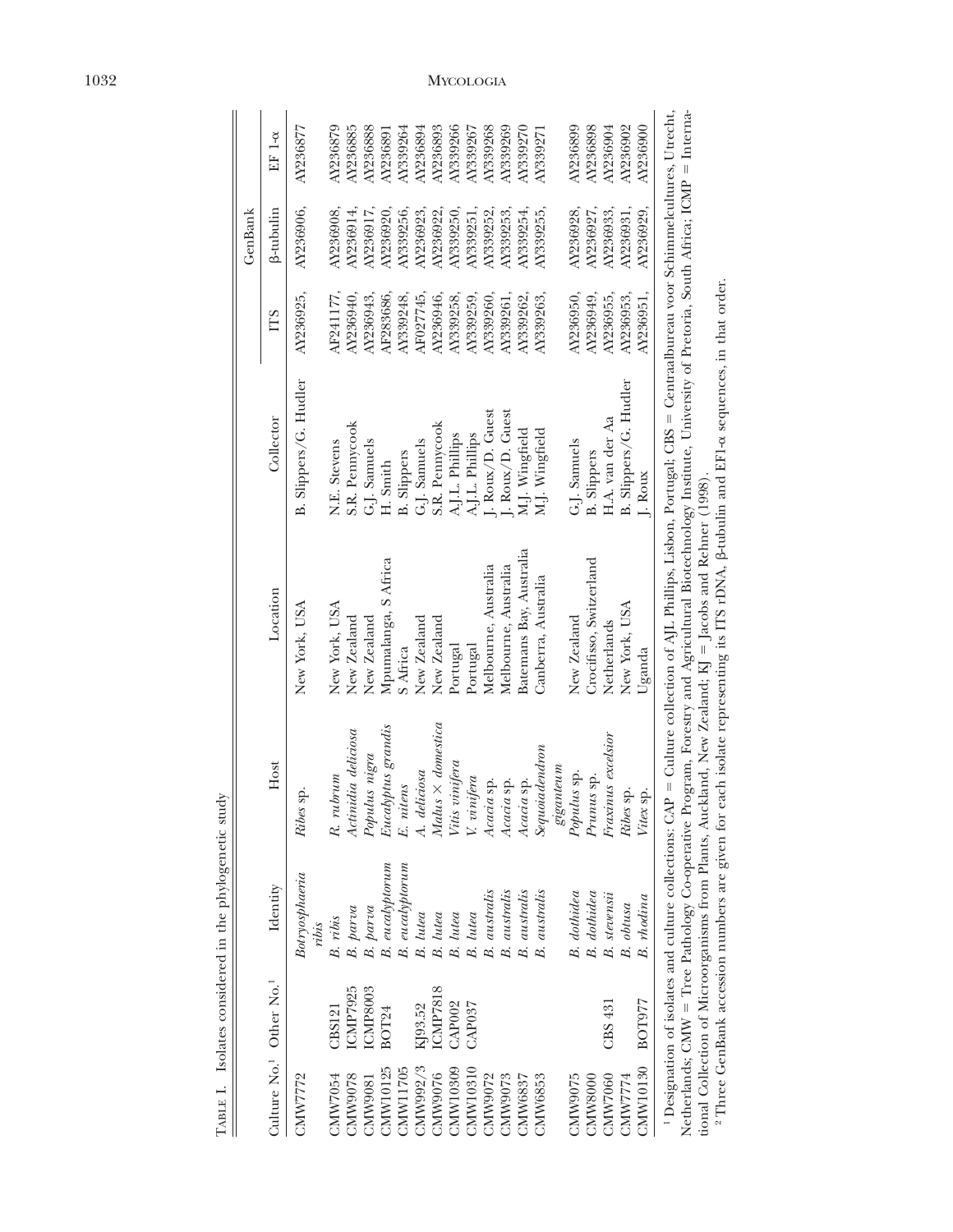TABLE I. Isolates considered in the phylogenetic study

| Culture No.[1] | Other No.[1] | Identity | Host | Location | Collector | GenBank | | |
|---|---|---|---|---|---|---|---|---|
| | | | | | | ITS | β-tubulin | EF 1-α |
| CMW7772 | | *Botryosphaeria ribis* | *Ribes* sp. | New York, USA | B. Slippers/G. Hudler | AY236925, | AY236906, | AY236877 |
| CMW7054 | CBS121 | *B. ribis* | *R. rubrum* | New York, USA | N.E. Stevens | AF241177, | AY236908, | AY236879 |
| CMW9078 | ICMP7925 | *B. parva* | *Actinidia deliciosa* | New Zealand | S.R. Pennycook | AY236940, | AY236914, | AY236885 |
| CMW9081 | ICMP8003 | *B. parva* | *Populus nigra* | New Zealand | G.J. Samuels | AY236943, | AY236917, | AY236888 |
| CMW10125 | BOT24 | *B. eucalyptorum* | *Eucalyptus grandis* | Mpumalanga, S Africa | H. Smith | AF283686, | AY236920, | AY236891 |
| CMW11705 | | *B. eucalyptorum* | *E. nitens* | S Africa | B. Slippers | AY339248, | AY339256, | AY339264 |
| CMW992/3 | KJ93.52 | *B. lutea* | *A. deliciosa* | New Zealand | G.J. Samuels | AF027745, | AY236923, | AY236894 |
| CMW9076 | ICMP7818 | *B. lutea* | *Malus × domestica* | New Zealand | S.R. Pennycook | AY236946, | AY236922, | AY236893 |
| CMW10309 | CAP002 | *B. lutea* | *Vitis vinifera* | Portugal | A.J.L. Phillips | AY339258, | AY339250, | AY339266 |
| CMW10310 | CAP037 | *B. lutea* | *V. vinifera* | Portugal | A.J.L. Phillips | AY339259, | AY339251, | AY339267 |
| CMW9072 | | *B. australis* | *Acacia* sp. | Melbourne, Australia | J. Roux/D. Guest | AY339260, | AY339252, | AY339268 |
| CMW9073 | | *B. australis* | *Acacia* sp. | Melbourne, Australia | J. Roux/D. Guest | AY339261, | AY339253, | AY339269 |
| CMW6837 | | *B. australis* | *Acacia* sp. | Batemans Bay, Australia | M.J. Wingfield | AY339262, | AY339254, | AY339270 |
| CMW6853 | | *B. australis* | *Sequoiadendron giganteum* | Canberra, Australia | M.J. Wingfield | AY339263, | AY339255, | AY339271 |
| CMW9075 | | *B. dothidea* | *Populus* sp. | New Zealand | G.J. Samuels | AY236950, | AY236928, | AY236899 |
| CMW8000 | | *B. dothidea* | *Prunus* sp. | Crocifisso, Switzerland | B. Slippers | AY236949, | AY236927, | AY236898 |
| CMW7060 | CBS 431 | *B. stevensii* | *Fraxinus excelsior* | Netherlands | H.A. van der Aa | AY236955, | AY236933, | AY236904 |
| CMW7774 | | *B. obtusa* | *Ribes* sp. | New York, USA | B. Slippers/G. Hudler | AY236953, | AY236931, | AY236902 |
| CMW10130 | BOT977 | *B. rhodina* | *Vitex* sp. | Uganda | J. Roux | AY236951, | AY236929, | AY236900 |

[1] Designation of isolates and culture collections: CAP = Culture collection of AJL Phillips, Lisbon, Portugal; CBS = Centraalbureau voor Schimmelcultures, Utrecht, Netherlands; CMW = Tree Pathology Co-operative Program, Forestry and Agricultural Biotechnology Institute, University of Pretoria, South Africa; ICMP = International Collection of Microorganisms from Plants, Auckland, New Zealand; KJ = Jacobs and Rehner (1998).

[2] Three GenBank accession numbers are given for each isolate representing its ITS rDNA, β-tubulin and EF1-α sequences, in that order.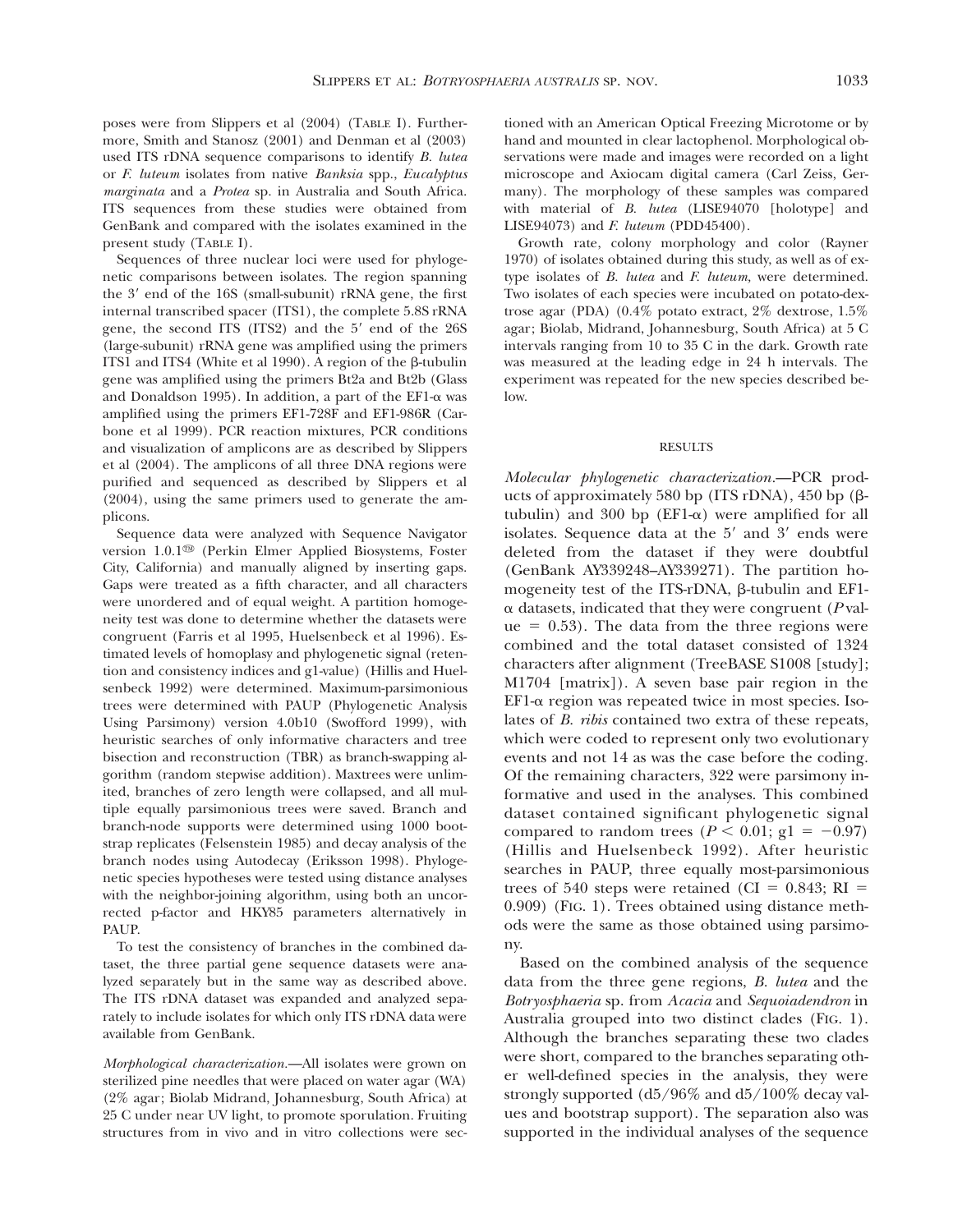poses were from Slippers et al (2004) (TABLE I). Furthermore, Smith and Stanosz (2001) and Denman et al (2003) used ITS rDNA sequence comparisons to identify *B. lutea* or *F. luteum* isolates from native *Banksia* spp., *Eucalyptus marginata* and a *Protea* sp. in Australia and South Africa. ITS sequences from these studies were obtained from GenBank and compared with the isolates examined in the present study (TABLE I).

Sequences of three nuclear loci were used for phylogenetic comparisons between isolates. The region spanning the 3′ end of the 16S (small-subunit) rRNA gene, the first internal transcribed spacer (ITS1), the complete 5.8S rRNA gene, the second ITS (ITS2) and the 5′ end of the 26S (large-subunit) rRNA gene was amplified using the primers ITS1 and ITS4 (White et al 1990). A region of the β-tubulin gene was amplified using the primers Bt2a and Bt2b (Glass and Donaldson 1995). In addition, a part of the EF1-α was amplified using the primers EF1-728F and EF1-986R (Carbone et al 1999). PCR reaction mixtures, PCR conditions and visualization of amplicons are as described by Slippers et al (2004). The amplicons of all three DNA regions were purified and sequenced as described by Slippers et al (2004), using the same primers used to generate the amplicons.

Sequence data were analyzed with Sequence Navigator version 1.0.1™ (Perkin Elmer Applied Biosystems, Foster City, California) and manually aligned by inserting gaps. Gaps were treated as a fifth character, and all characters were unordered and of equal weight. A partition homogeneity test was done to determine whether the datasets were congruent (Farris et al 1995, Huelsenbeck et al 1996). Estimated levels of homoplasy and phylogenetic signal (retention and consistency indices and g1-value) (Hillis and Huelsenbeck 1992) were determined. Maximum-parsimonious trees were determined with PAUP (Phylogenetic Analysis Using Parsimony) version 4.0b10 (Swofford 1999), with heuristic searches of only informative characters and tree bisection and reconstruction (TBR) as branch-swapping algorithm (random stepwise addition). Maxtrees were unlimited, branches of zero length were collapsed, and all multiple equally parsimonious trees were saved. Branch and branch-node supports were determined using 1000 bootstrap replicates (Felsenstein 1985) and decay analysis of the branch nodes using Autodecay (Eriksson 1998). Phylogenetic species hypotheses were tested using distance analyses with the neighbor-joining algorithm, using both an uncorrected p-factor and HKY85 parameters alternatively in PAUP.

To test the consistency of branches in the combined dataset, the three partial gene sequence datasets were analyzed separately but in the same way as described above. The ITS rDNA dataset was expanded and analyzed separately to include isolates for which only ITS rDNA data were available from GenBank.

*Morphological characterization.*—All isolates were grown on sterilized pine needles that were placed on water agar (WA) (2% agar; Biolab Midrand, Johannesburg, South Africa) at 25 C under near UV light, to promote sporulation. Fruiting structures from in vivo and in vitro collections were sectioned with an American Optical Freezing Microtome or by hand and mounted in clear lactophenol. Morphological observations were made and images were recorded on a light microscope and Axiocam digital camera (Carl Zeiss, Germany). The morphology of these samples was compared with material of *B. lutea* (LISE94070 [holotype] and LISE94073) and *F. luteum* (PDD45400).

Growth rate, colony morphology and color (Rayner 1970) of isolates obtained during this study, as well as of ex-type isolates of *B. lutea* and *F. luteum,* were determined. Two isolates of each species were incubated on potato-dextrose agar (PDA) (0.4% potato extract, 2% dextrose, 1.5% agar; Biolab, Midrand, Johannesburg, South Africa) at 5 C intervals ranging from 10 to 35 C in the dark. Growth rate was measured at the leading edge in 24 h intervals. The experiment was repeated for the new species described below.

## RESULTS

*Molecular phylogenetic characterization.*—PCR products of approximately 580 bp (ITS rDNA), 450 bp (β-tubulin) and 300 bp (EF1-α) were amplified for all isolates. Sequence data at the 5′ and 3′ ends were deleted from the dataset if they were doubtful (GenBank AY339248–AY339271). The partition homogeneity test of the ITS-rDNA, β-tubulin and EF1-α datasets, indicated that they were congruent ($P$ value $= 0.53$). The data from the three regions were combined and the total dataset consisted of 1324 characters after alignment (TreeBASE S1008 [study]; M1704 [matrix]). A seven base pair region in the EF1-α region was repeated twice in most species. Isolates of *B. ribis* contained two extra of these repeats, which were coded to represent only two evolutionary events and not 14 as was the case before the coding. Of the remaining characters, 322 were parsimony informative and used in the analyses. This combined dataset contained significant phylogenetic signal compared to random trees ($P < 0.01$; $g1 = -0.97$) (Hillis and Huelsenbeck 1992). After heuristic searches in PAUP, three equally most-parsimonious trees of 540 steps were retained (CI $= 0.843$; RI $= 0.909$) (FIG. 1). Trees obtained using distance methods were the same as those obtained using parsimony.

Based on the combined analysis of the sequence data from the three gene regions, *B. lutea* and the *Botryosphaeria* sp. from *Acacia* and *Sequoiadendron* in Australia grouped into two distinct clades (FIG. 1). Although the branches separating these two clades were short, compared to the branches separating other well-defined species in the analysis, they were strongly supported (d5/96% and d5/100% decay values and bootstrap support). The separation also was supported in the individual analyses of the sequence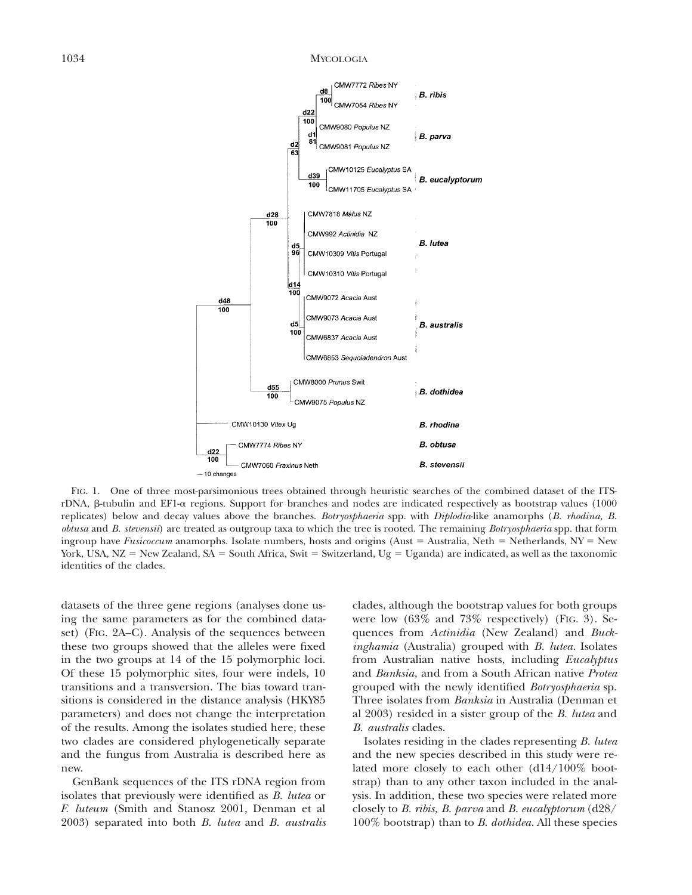FIG. 1. One of three most-parsimonious trees obtained through heuristic searches of the combined dataset of the ITS-rDNA, β-tubulin and EF1-α regions. Support for branches and nodes are indicated respectively as bootstrap values (1000 replicates) below and decay values above the branches. *Botryosphaeria* spp. with *Diplodia*-like anamorphs (*B. rhodina, B. obtusa* and *B. stevensii*) are treated as outgroup taxa to which the tree is rooted. The remaining *Botryosphaeria* spp. that form ingroup have *Fusicoccum* anamorphs. Isolate numbers, hosts and origins (Aust = Australia, Neth = Netherlands, NY = New York, USA, NZ = New Zealand, SA = South Africa, Swit = Switzerland, Ug = Uganda) are indicated, as well as the taxonomic identities of the clades.

datasets of the three gene regions (analyses done using the same parameters as for the combined dataset) (FIG. 2A–C). Analysis of the sequences between these two groups showed that the alleles were fixed in the two groups at 14 of the 15 polymorphic loci. Of these 15 polymorphic sites, four were indels, 10 transitions and a transversion. The bias toward transitions is considered in the distance analysis (HKY85 parameters) and does not change the interpretation of the results. Among the isolates studied here, these two clades are considered phylogenetically separate and the fungus from Australia is described here as new.

GenBank sequences of the ITS rDNA region from isolates that previously were identified as *B. lutea* or *F. luteum* (Smith and Stanosz 2001, Denman et al 2003) separated into both *B. lutea* and *B. australis* clades, although the bootstrap values for both groups were low (63% and 73% respectively) (FIG. 3). Sequences from *Actinidia* (New Zealand) and *Buckinghamia* (Australia) grouped with *B. lutea*. Isolates from Australian native hosts, including *Eucalyptus* and *Banksia*, and from a South African native *Protea* grouped with the newly identified *Botryosphaeria* sp. Three isolates from *Banksia* in Australia (Denman et al 2003) resided in a sister group of the *B. lutea* and *B. australis* clades.

Isolates residing in the clades representing *B. lutea* and the new species described in this study were related more closely to each other (d14/100% bootstrap) than to any other taxon included in the analysis. In addition, these two species were related more closely to *B. ribis, B. parva* and *B. eucalyptorum* (d28/100% bootstrap) than to *B. dothidea*. All these species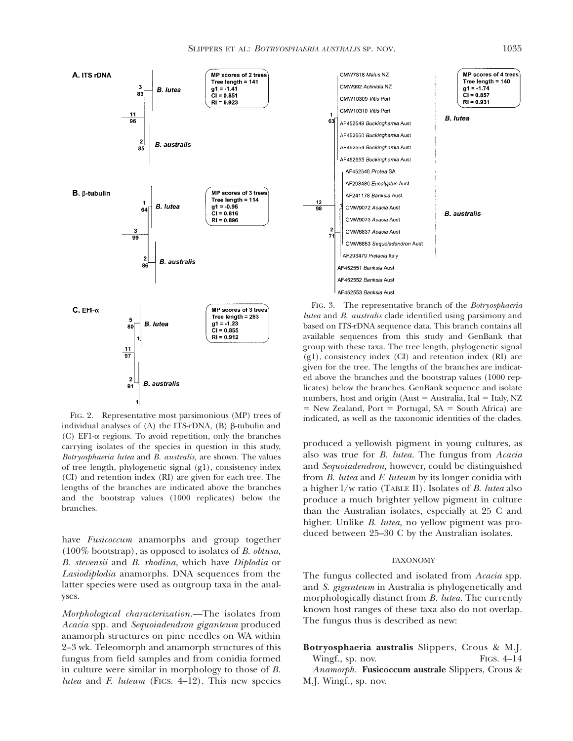FIG. 2. Representative most parsimonious (MP) trees of individual analyses of (A) the ITS-rDNA, (B) β-tubulin and (C) EF1-α regions. To avoid repetition, only the branches carrying isolates of the species in question in this study, *Botryosphaeria lutea* and *B. australis,* are shown. The values of tree length, phylogenetic signal (g1), consistency index (CI) and retention index (RI) are given for each tree. The lengths of the branches are indicated above the branches and the bootstrap values (1000 replicates) below the branches.

FIG. 3. The representative branch of the *Botryosphaeria lutea* and *B. australis* clade identified using parsimony and based on ITS-rDNA sequence data. This branch contains all available sequences from this study and GenBank that group with these taxa. The tree length, phylogenetic signal (g1), consistency index (CI) and retention index (RI) are given for the tree. The lengths of the branches are indicated above the branches and the bootstrap values (1000 replicates) below the branches. GenBank sequence and isolate numbers, host and origin (Aust = Australia, Ital = Italy, NZ = New Zealand, Port = Portugal, SA = South Africa) are indicated, as well as the taxonomic identities of the clades.

have *Fusicoccum* anamorphs and group together (100% bootstrap), as opposed to isolates of *B. obtusa, B. stevensii* and *B. rhodina,* which have *Diplodia* or *Lasiodiplodia* anamorphs. DNA sequences from the latter species were used as outgroup taxa in the analyses.

*Morphological characterization*.—The isolates from *Acacia* spp. and *Sequoiadendron giganteum* produced anamorph structures on pine needles on WA within 2–3 wk. Teleomorph and anamorph structures of this fungus from field samples and from conidia formed in culture were similar in morphology to those of *B. lutea* and *F. luteum* (FIGS. 4–12). This new species produced a yellowish pigment in young cultures, as also was true for *B. lutea*. The fungus from *Acacia* and *Sequoiadendron*, however, could be distinguished from *B. lutea* and *F. luteum* by its longer conidia with a higher l/w ratio (TABLE II). Isolates of *B. lutea* also produce a much brighter yellow pigment in culture than the Australian isolates, especially at 25 C and higher. Unlike *B. lutea,* no yellow pigment was produced between 25–30 C by the Australian isolates.

## TAXONOMY

The fungus collected and isolated from *Acacia* spp. and *S. giganteum* in Australia is phylogenetically and morphologically distinct from *B. lutea*. The currently known host ranges of these taxa also do not overlap. The fungus thus is described as new:

**Botryosphaeria australis** Slippers, Crous & M.J. Wingf., sp. nov. FIGS. 4–14

*Anamorph.* **Fusicoccum australe** Slippers, Crous & M.J. Wingf., sp. nov.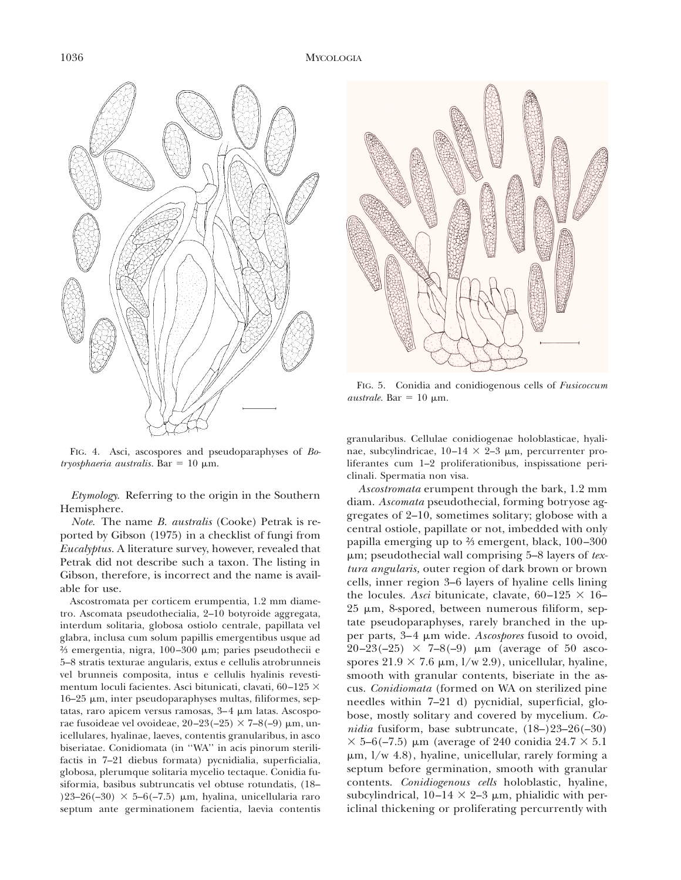FIG. 4. Asci, ascospores and pseudoparaphyses of *Botryosphaeria australis*. Bar = 10 μm.

FIG. 5. Conidia and conidiogenous cells of *Fusicoccum australe*. Bar = 10 μm.

*Etymology.* Referring to the origin in the Southern Hemisphere.

*Note.* The name *B. australis* (Cooke) Petrak is reported by Gibson (1975) in a checklist of fungi from *Eucalyptus*. A literature survey, however, revealed that Petrak did not describe such a taxon. The listing in Gibson, therefore, is incorrect and the name is available for use.

Ascostromata per corticem erumpentia, 1.2 mm diametro. Ascomata pseudothecialia, 2–10 botryoide aggregata, interdum solitaria, globosa ostiolo centrale, papillata vel glabra, inclusa cum solum papillis emergentibus usque ad ⅔ emergentia, nigra, 100–300 μm; paries pseudothecii e 5–8 stratis texturae angularis, extus e cellulis atrobrunneis vel brunneis composita, intus e cellulis hyalinis revestimentum loculi facientes. Asci bitunicati, clavati, 60–125 × 16–25 μm, inter pseudoparaphyses multas, filiformes, septatas, raro apicem versus ramosas, 3–4 μm latas. Ascosporae fusoideae vel ovoideae, 20–23(–25) × 7–8(–9) μm, unicellulares, hyalinae, laeves, contentis granularibus, in asco biseriatae. Conidiomata (in ''WA'' in acis pinorum sterilifactis in 7–21 diebus formata) pycnidialia, superficialia, globosa, plerumque solitaria mycelio tectaque. Conidia fusiformia, basibus subtruncatis vel obtuse rotundatis, (18–)23–26(–30) × 5–6(–7.5) μm, hyalina, unicellularia raro septum ante germinationem facientia, laevia contentis granularibus. Cellulae conidiogenae holoblasticae, hyalinae, subcylindricae, 10–14 × 2–3 μm, percurrenter proliferantes cum 1–2 proliferationibus, inspissatione periclinali. Spermatia non visa.

*Ascostromata* erumpent through the bark, 1.2 mm diam. *Ascomata* pseudothecial, forming botryose aggregates of 2–10, sometimes solitary; globose with a central ostiole, papillate or not, imbedded with only papilla emerging up to ⅔ emergent, black, 100–300 μm; pseudothecial wall comprising 5–8 layers of *textura angularis*, outer region of dark brown or brown cells, inner region 3–6 layers of hyaline cells lining the locules. *Asci* bitunicate, clavate, 60–125 × 16–25 μm, 8-spored, between numerous filiform, septate pseudoparaphyses, rarely branched in the upper parts, 3–4 μm wide. *Ascospores* fusoid to ovoid, 20–23(–25) × 7–8(–9) μm (average of 50 ascospores 21.9 × 7.6 μm, l/w 2.9), unicellular, hyaline, smooth with granular contents, biseriate in the ascus. *Conidiomata* (formed on WA on sterilized pine needles within 7–21 d) pycnidial, superficial, globose, mostly solitary and covered by mycelium. *Conidia* fusiform, base subtruncate, (18–)23–26(–30) × 5–6(–7.5) μm (average of 240 conidia 24.7 × 5.1 μm, l/w 4.8), hyaline, unicellular, rarely forming a septum before germination, smooth with granular contents. *Conidiogenous cells* holoblastic, hyaline, subcylindrical, 10–14 × 2–3 μm, phialidic with periclinal thickening or proliferating percurrently with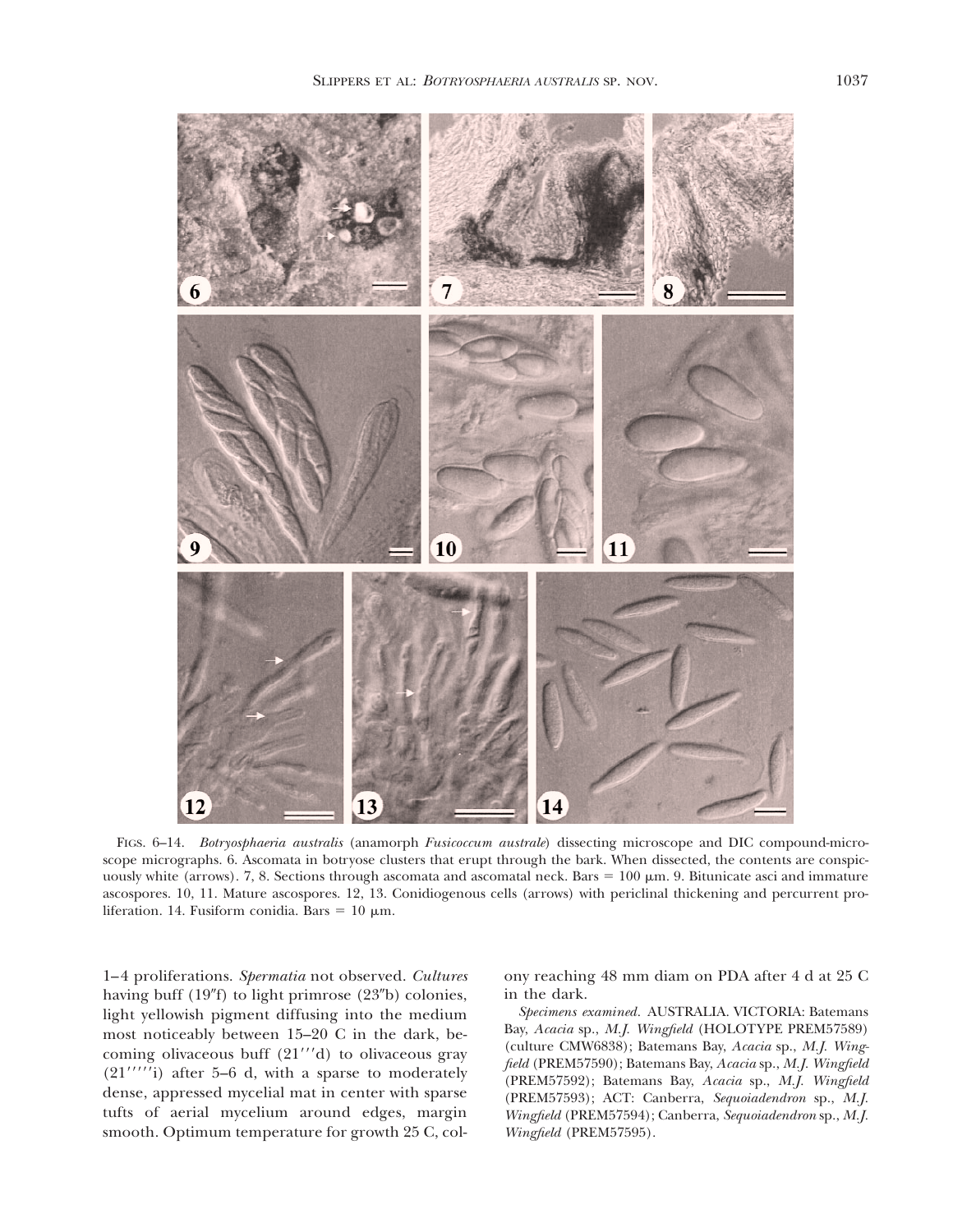FIGS. 6–14. *Botryosphaeria australis* (anamorph *Fusicoccum australe*) dissecting microscope and DIC compound-microscope micrographs. 6. Ascomata in botryose clusters that erupt through the bark. When dissected, the contents are conspicuously white (arrows). 7, 8. Sections through ascomata and ascomatal neck. Bars = 100 μm. 9. Bitunicate asci and immature ascospores. 10, 11. Mature ascospores. 12, 13. Conidiogenous cells (arrows) with periclinal thickening and percurrent proliferation. 14. Fusiform conidia. Bars = 10 μm.

1–4 proliferations. *Spermatia* not observed. *Cultures* having buff (19″f) to light primrose (23″b) colonies, light yellowish pigment diffusing into the medium most noticeably between 15–20 C in the dark, becoming olivaceous buff (21‴d) to olivaceous gray (21‴‴i) after 5–6 d, with a sparse to moderately dense, appressed mycelial mat in center with sparse tufts of aerial mycelium around edges, margin smooth. Optimum temperature for growth 25 C, colony reaching 48 mm diam on PDA after 4 d at 25 C in the dark.

*Specimens examined.* AUSTRALIA. VICTORIA: Batemans Bay, *Acacia* sp., *M.J. Wingfield* (HOLOTYPE PREM57589) (culture CMW6838); Batemans Bay, *Acacia* sp., *M.J. Wingfield* (PREM57590); Batemans Bay, *Acacia* sp., *M.J. Wingfield* (PREM57592); Batemans Bay, *Acacia* sp., *M.J. Wingfield* (PREM57593); ACT: Canberra, *Sequoiadendron* sp., *M.J. Wingfield* (PREM57594); Canberra, *Sequoiadendron* sp., *M.J. Wingfield* (PREM57595).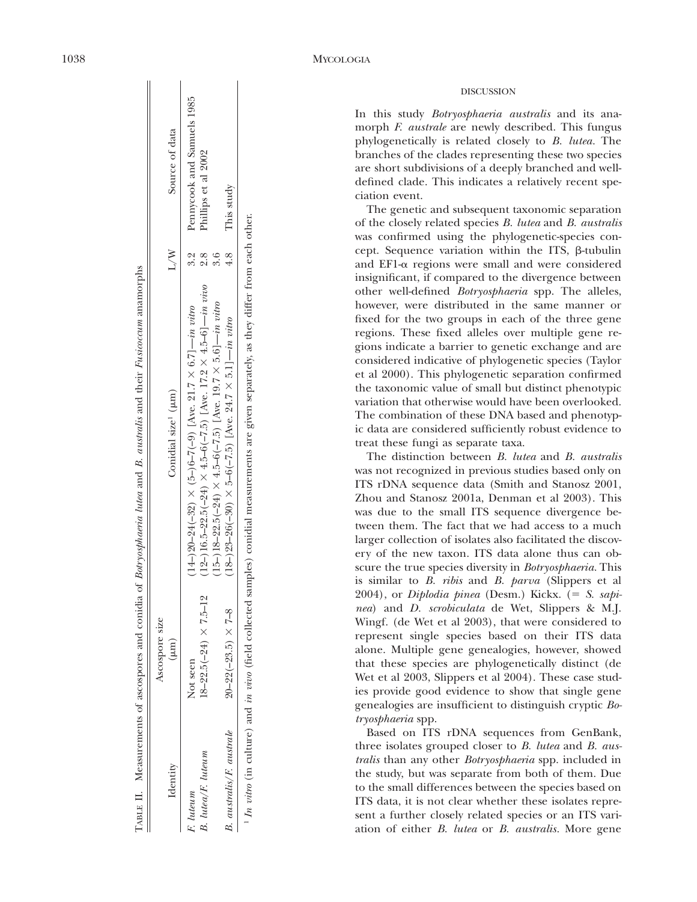TABLE II. Measurements of ascospores and conidia of *Botryosphaeria lutea* and *B. australis* and their *Fusicoccum* anamorphs

| Identity | Ascospore size (µm) | Conidial size[1] (µm) | L/W | Source of data |
|---|---|---|---|---|
| *F. luteum* | Not seen | (14–)20–24(–32) × (5–)6–7(–9) [Ave. 21.7 × 6.7]—*in vitro* | 3.2 | Pennycook and Samuels 1985 |
| *B. lutea/F. luteum* | 18–22.5(–24) × 7.5–12 | (12–)16.5–22.5(–24) × 4.5–6(–7.5) [Ave. 17.2 × 4.5–6]—*in vivo* | 2.8 | Phillips et al 2002 |
| | | (15–)18–22.5(–24) × 4.5–6(–7.5) [Ave. 19.7 × 5.6]—*in vitro* | 3.6 | |
| *B. australis/F. australe* | 20–22(–23.5) × 7–8 | (18–)23–26(–30) × 5–6(–7.5) [Ave. 24.7 × 5.1]—*in vitro* | 4.8 | This study |

[1] *In vitro* (in culture) and *in vivo* (field collected samples) conidial measurements are given separately, as they differ from each other.

## DISCUSSION

In this study *Botryosphaeria australis* and its anamorph *F. australe* are newly described. This fungus phylogenetically is related closely to *B. lutea.* The branches of the clades representing these two species are short subdivisions of a deeply branched and well-defined clade. This indicates a relatively recent speciation event.

The genetic and subsequent taxonomic separation of the closely related species *B. lutea* and *B. australis* was confirmed using the phylogenetic-species concept. Sequence variation within the ITS, β-tubulin and EF1-α regions were small and were considered insignificant, if compared to the divergence between other well-defined *Botryosphaeria* spp. The alleles, however, were distributed in the same manner or fixed for the two groups in each of the three gene regions. These fixed alleles over multiple gene regions indicate a barrier to genetic exchange and are considered indicative of phylogenetic species (Taylor et al 2000). This phylogenetic separation confirmed the taxonomic value of small but distinct phenotypic variation that otherwise would have been overlooked. The combination of these DNA based and phenotypic data are considered sufficiently robust evidence to treat these fungi as separate taxa.

The distinction between *B. lutea* and *B. australis* was not recognized in previous studies based only on ITS rDNA sequence data (Smith and Stanosz 2001, Zhou and Stanosz 2001a, Denman et al 2003). This was due to the small ITS sequence divergence between them. The fact that we had access to a much larger collection of isolates also facilitated the discovery of the new taxon. ITS data alone thus can obscure the true species diversity in *Botryosphaeria.* This is similar to *B. ribis* and *B. parva* (Slippers et al 2004), or *Diplodia pinea* (Desm.) Kickx. (= *S. sapinea*) and *D. scrobiculata* de Wet, Slippers & M.J. Wingf. (de Wet et al 2003), that were considered to represent single species based on their ITS data alone. Multiple gene genealogies, however, showed that these species are phylogenetically distinct (de Wet et al 2003, Slippers et al 2004). These case studies provide good evidence to show that single gene genealogies are insufficient to distinguish cryptic *Botryosphaeria* spp.

Based on ITS rDNA sequences from GenBank, three isolates grouped closer to *B. lutea* and *B. australis* than any other *Botryosphaeria* spp. included in the study, but was separate from both of them. Due to the small differences between the species based on ITS data, it is not clear whether these isolates represent a further closely related species or an ITS variation of either *B. lutea* or *B. australis.* More gene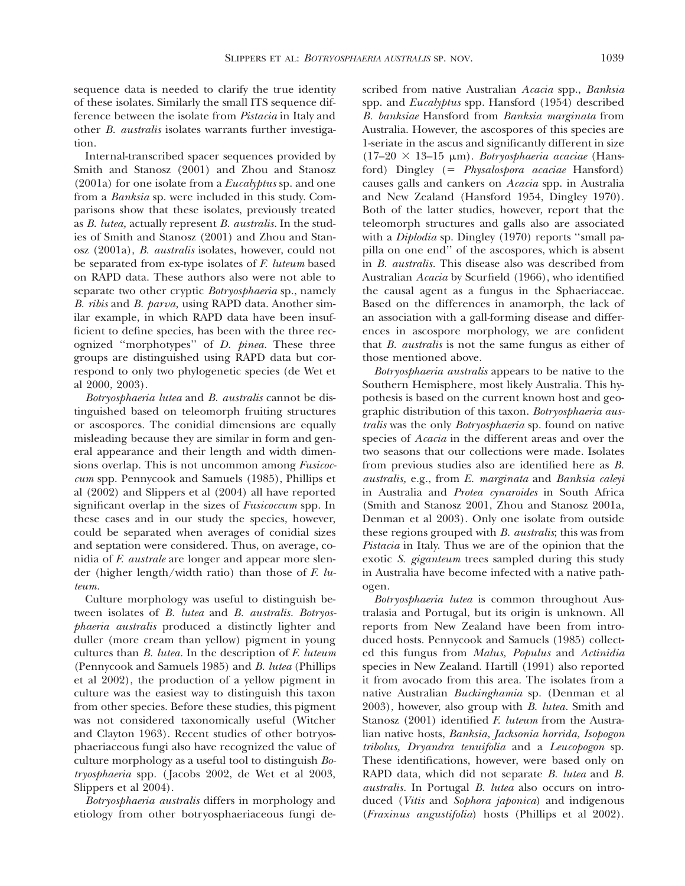sequence data is needed to clarify the true identity of these isolates. Similarly the small ITS sequence difference between the isolate from *Pistacia* in Italy and other *B. australis* isolates warrants further investigation.

Internal-transcribed spacer sequences provided by Smith and Stanosz (2001) and Zhou and Stanosz (2001a) for one isolate from a *Eucalyptus* sp. and one from a *Banksia* sp. were included in this study. Comparisons show that these isolates, previously treated as *B. lutea,* actually represent *B. australis*. In the studies of Smith and Stanosz (2001) and Zhou and Stanosz (2001a), *B. australis* isolates, however, could not be separated from ex-type isolates of *F. luteum* based on RAPD data. These authors also were not able to separate two other cryptic *Botryosphaeria* sp., namely *B. ribis* and *B. parva,* using RAPD data. Another similar example, in which RAPD data have been insufficient to define species, has been with the three recognized ''morphotypes'' of *D. pinea*. These three groups are distinguished using RAPD data but correspond to only two phylogenetic species (de Wet et al 2000, 2003).

*Botryosphaeria lutea* and *B. australis* cannot be distinguished based on teleomorph fruiting structures or ascospores. The conidial dimensions are equally misleading because they are similar in form and general appearance and their length and width dimensions overlap. This is not uncommon among *Fusicoccum* spp. Pennycook and Samuels (1985), Phillips et al (2002) and Slippers et al (2004) all have reported significant overlap in the sizes of *Fusicoccum* spp. In these cases and in our study the species, however, could be separated when averages of conidial sizes and septation were considered. Thus, on average, conidia of *F. australe* are longer and appear more slender (higher length/width ratio) than those of *F. luteum*.

Culture morphology was useful to distinguish between isolates of *B. lutea* and *B. australis*. *Botryosphaeria australis* produced a distinctly lighter and duller (more cream than yellow) pigment in young cultures than *B. lutea*. In the description of *F. luteum* (Pennycook and Samuels 1985) and *B. lutea* (Phillips et al 2002), the production of a yellow pigment in culture was the easiest way to distinguish this taxon from other species. Before these studies, this pigment was not considered taxonomically useful (Witcher and Clayton 1963). Recent studies of other botryosphaeriaceous fungi also have recognized the value of culture morphology as a useful tool to distinguish *Botryosphaeria* spp. (Jacobs 2002, de Wet et al 2003, Slippers et al 2004).

*Botryosphaeria australis* differs in morphology and etiology from other botryosphaeriaceous fungi described from native Australian *Acacia* spp., *Banksia* spp. and *Eucalyptus* spp. Hansford (1954) described *B. banksiae* Hansford from *Banksia marginata* from Australia. However, the ascospores of this species are 1-seriate in the ascus and significantly different in size (17–20 × 13–15 μm). *Botryosphaeria acaciae* (Hansford) Dingley (= *Physalospora acaciae* Hansford) causes galls and cankers on *Acacia* spp. in Australia and New Zealand (Hansford 1954, Dingley 1970). Both of the latter studies, however, report that the teleomorph structures and galls also are associated with a *Diplodia* sp. Dingley (1970) reports ''small papilla on one end'' of the ascospores, which is absent in *B. australis*. This disease also was described from Australian *Acacia* by Scurfield (1966), who identified the causal agent as a fungus in the Sphaeriaceae. Based on the differences in anamorph, the lack of an association with a gall-forming disease and differences in ascospore morphology, we are confident that *B. australis* is not the same fungus as either of those mentioned above.

*Botryosphaeria australis* appears to be native to the Southern Hemisphere, most likely Australia. This hypothesis is based on the current known host and geographic distribution of this taxon. *Botryosphaeria australis* was the only *Botryosphaeria* sp. found on native species of *Acacia* in the different areas and over the two seasons that our collections were made. Isolates from previous studies also are identified here as *B. australis,* e.g., from *E. marginata* and *Banksia caleyi* in Australia and *Protea cynaroides* in South Africa (Smith and Stanosz 2001, Zhou and Stanosz 2001a, Denman et al 2003). Only one isolate from outside these regions grouped with *B. australis*; this was from *Pistacia* in Italy. Thus we are of the opinion that the exotic *S. giganteum* trees sampled during this study in Australia have become infected with a native pathogen.

*Botryosphaeria lutea* is common throughout Australasia and Portugal, but its origin is unknown. All reports from New Zealand have been from introduced hosts. Pennycook and Samuels (1985) collected this fungus from *Malus, Populus* and *Actinidia* species in New Zealand. Hartill (1991) also reported it from avocado from this area. The isolates from a native Australian *Buckinghamia* sp. (Denman et al 2003), however, also group with *B. lutea*. Smith and Stanosz (2001) identified *F. luteum* from the Australian native hosts, *Banksia, Jacksonia horrida, Isopogon tribolus, Dryandra tenuifolia* and a *Leucopogon* sp. These identifications, however, were based only on RAPD data, which did not separate *B. lutea* and *B. australis*. In Portugal *B. lutea* also occurs on introduced (*Vitis* and *Sophora japonica*) and indigenous (*Fraxinus angustifolia*) hosts (Phillips et al 2002).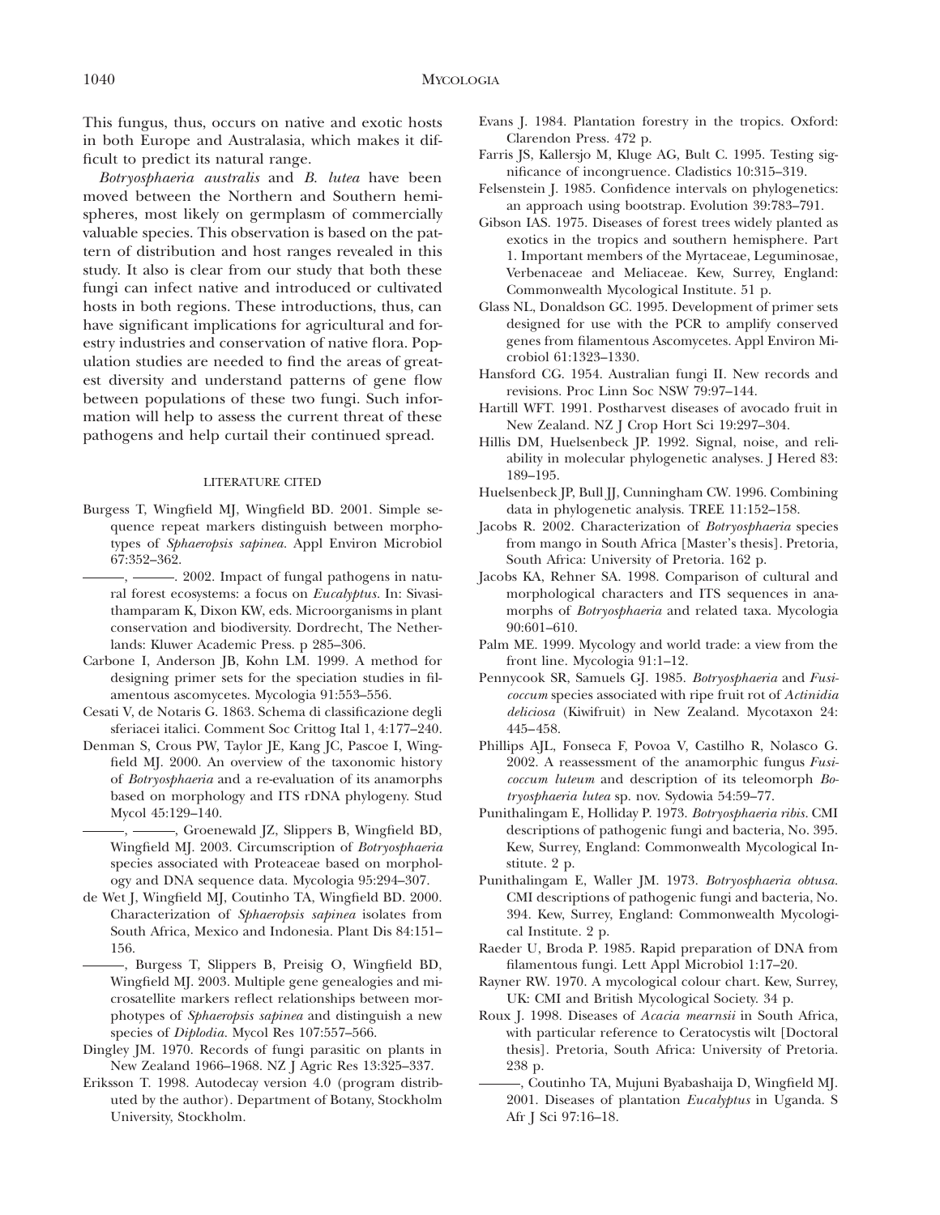This fungus, thus, occurs on native and exotic hosts in both Europe and Australasia, which makes it difficult to predict its natural range.

*Botryosphaeria australis* and *B. lutea* have been moved between the Northern and Southern hemispheres, most likely on germplasm of commercially valuable species. This observation is based on the pattern of distribution and host ranges revealed in this study. It also is clear from our study that both these fungi can infect native and introduced or cultivated hosts in both regions. These introductions, thus, can have significant implications for agricultural and forestry industries and conservation of native flora. Population studies are needed to find the areas of greatest diversity and understand patterns of gene flow between populations of these two fungi. Such information will help to assess the current threat of these pathogens and help curtail their continued spread.

## LITERATURE CITED

Burgess T, Wingfield MJ, Wingfield BD. 2001. Simple sequence repeat markers distinguish between morphotypes of *Sphaeropsis sapinea*. Appl Environ Microbiol 67:352–362.

———, ———. 2002. Impact of fungal pathogens in natural forest ecosystems: a focus on *Eucalyptus*. In: Sivasithamparam K, Dixon KW, eds. Microorganisms in plant conservation and biodiversity. Dordrecht, The Netherlands: Kluwer Academic Press. p 285–306.

Carbone I, Anderson JB, Kohn LM. 1999. A method for designing primer sets for the speciation studies in filamentous ascomycetes. Mycologia 91:553–556.

Cesati V, de Notaris G. 1863. Schema di classificazione degli sferiacei italici. Comment Soc Crittog Ital 1, 4:177–240.

Denman S, Crous PW, Taylor JE, Kang JC, Pascoe I, Wingfield MJ. 2000. An overview of the taxonomic history of *Botryosphaeria* and a re-evaluation of its anamorphs based on morphology and ITS rDNA phylogeny. Stud Mycol 45:129–140.

———, ———, Groenewald JZ, Slippers B, Wingfield BD, Wingfield MJ. 2003. Circumscription of *Botryosphaeria* species associated with Proteaceae based on morphology and DNA sequence data. Mycologia 95:294–307.

de Wet J, Wingfield MJ, Coutinho TA, Wingfield BD. 2000. Characterization of *Sphaeropsis sapinea* isolates from South Africa, Mexico and Indonesia. Plant Dis 84:151–156.

———, Burgess T, Slippers B, Preisig O, Wingfield BD, Wingfield MJ. 2003. Multiple gene genealogies and microsatellite markers reflect relationships between morphotypes of *Sphaeropsis sapinea* and distinguish a new species of *Diplodia*. Mycol Res 107:557–566.

Dingley JM. 1970. Records of fungi parasitic on plants in New Zealand 1966–1968. NZ J Agric Res 13:325–337.

Eriksson T. 1998. Autodecay version 4.0 (program distributed by the author). Department of Botany, Stockholm University, Stockholm.

Evans J. 1984. Plantation forestry in the tropics. Oxford: Clarendon Press. 472 p.

Farris JS, Kallersjo M, Kluge AG, Bult C. 1995. Testing significance of incongruence. Cladistics 10:315–319.

Felsenstein J. 1985. Confidence intervals on phylogenetics: an approach using bootstrap. Evolution 39:783–791.

Gibson IAS. 1975. Diseases of forest trees widely planted as exotics in the tropics and southern hemisphere. Part 1. Important members of the Myrtaceae, Leguminosae, Verbenaceae and Meliaceae. Kew, Surrey, England: Commonwealth Mycological Institute. 51 p.

Glass NL, Donaldson GC. 1995. Development of primer sets designed for use with the PCR to amplify conserved genes from filamentous Ascomycetes. Appl Environ Microbiol 61:1323–1330.

Hansford CG. 1954. Australian fungi II. New records and revisions. Proc Linn Soc NSW 79:97–144.

Hartill WFT. 1991. Postharvest diseases of avocado fruit in New Zealand. NZ J Crop Hort Sci 19:297–304.

Hillis DM, Huelsenbeck JP. 1992. Signal, noise, and reliability in molecular phylogenetic analyses. J Hered 83: 189–195.

Huelsenbeck JP, Bull JJ, Cunningham CW. 1996. Combining data in phylogenetic analysis. TREE 11:152–158.

Jacobs R. 2002. Characterization of *Botryosphaeria* species from mango in South Africa [Master's thesis]. Pretoria, South Africa: University of Pretoria. 162 p.

Jacobs KA, Rehner SA. 1998. Comparison of cultural and morphological characters and ITS sequences in anamorphs of *Botryosphaeria* and related taxa. Mycologia 90:601–610.

Palm ME. 1999. Mycology and world trade: a view from the front line. Mycologia 91:1–12.

Pennycook SR, Samuels GJ. 1985. *Botryosphaeria* and *Fusicoccum* species associated with ripe fruit rot of *Actinidia deliciosa* (Kiwifruit) in New Zealand. Mycotaxon 24: 445–458.

Phillips AJL, Fonseca F, Povoa V, Castilho R, Nolasco G. 2002. A reassessment of the anamorphic fungus *Fusicoccum luteum* and description of its teleomorph *Botryosphaeria lutea* sp. nov. Sydowia 54:59–77.

Punithalingam E, Holliday P. 1973. *Botryosphaeria ribis*. CMI descriptions of pathogenic fungi and bacteria, No. 395. Kew, Surrey, England: Commonwealth Mycological Institute. 2 p.

Punithalingam E, Waller JM. 1973. *Botryosphaeria obtusa*. CMI descriptions of pathogenic fungi and bacteria, No. 394. Kew, Surrey, England: Commonwealth Mycological Institute. 2 p.

Raeder U, Broda P. 1985. Rapid preparation of DNA from filamentous fungi. Lett Appl Microbiol 1:17–20.

Rayner RW. 1970. A mycological colour chart. Kew, Surrey, UK: CMI and British Mycological Society. 34 p.

Roux J. 1998. Diseases of *Acacia mearnsii* in South Africa, with particular reference to Ceratocystis wilt [Doctoral thesis]. Pretoria, South Africa: University of Pretoria. 238 p.

———, Coutinho TA, Mujuni Byabashaija D, Wingfield MJ. 2001. Diseases of plantation *Eucalyptus* in Uganda. S Afr J Sci 97:16–18.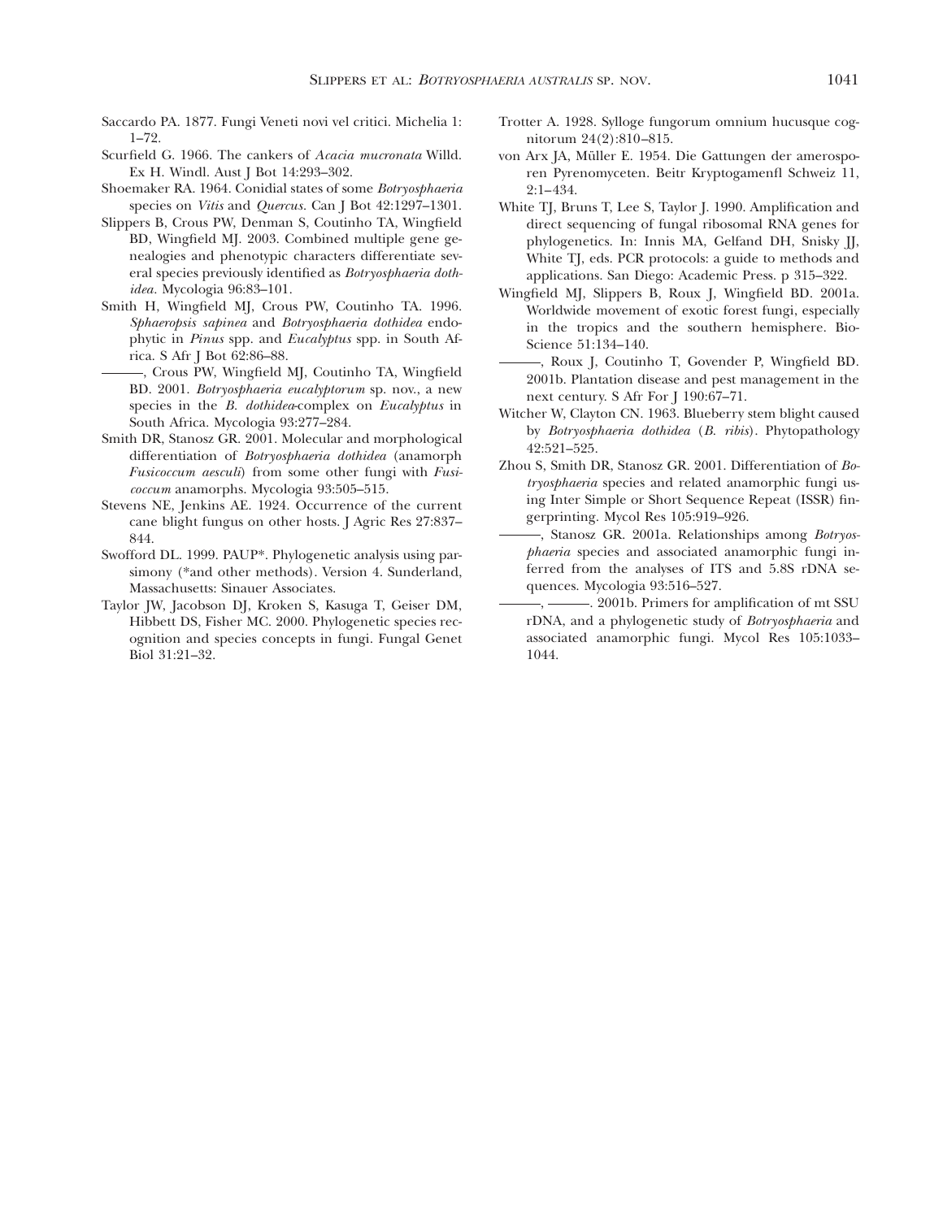Saccardo PA. 1877. Fungi Veneti novi vel critici. Michelia 1: 1–72.

Scurfield G. 1966. The cankers of *Acacia mucronata* Willd. Ex H. Windl. Aust J Bot 14:293–302.

Shoemaker RA. 1964. Conidial states of some *Botryosphaeria* species on *Vitis* and *Quercus*. Can J Bot 42:1297–1301.

Slippers B, Crous PW, Denman S, Coutinho TA, Wingfield BD, Wingfield MJ. 2003. Combined multiple gene genealogies and phenotypic characters differentiate several species previously identified as *Botryosphaeria dothidea*. Mycologia 96:83–101.

Smith H, Wingfield MJ, Crous PW, Coutinho TA. 1996. *Sphaeropsis sapinea* and *Botryosphaeria dothidea* endophytic in *Pinus* spp. and *Eucalyptus* spp. in South Africa. S Afr J Bot 62:86–88.

———, Crous PW, Wingfield MJ, Coutinho TA, Wingfield BD. 2001. *Botryosphaeria eucalyptorum* sp. nov., a new species in the *B. dothidea*-complex on *Eucalyptus* in South Africa. Mycologia 93:277–284.

Smith DR, Stanosz GR. 2001. Molecular and morphological differentiation of *Botryosphaeria dothidea* (anamorph *Fusicoccum aesculi*) from some other fungi with *Fusicoccum* anamorphs. Mycologia 93:505–515.

Stevens NE, Jenkins AE. 1924. Occurrence of the current cane blight fungus on other hosts. J Agric Res 27:837–844.

Swofford DL. 1999. PAUP*. Phylogenetic analysis using parsimony (*and other methods). Version 4. Sunderland, Massachusetts: Sinauer Associates.

Taylor JW, Jacobson DJ, Kroken S, Kasuga T, Geiser DM, Hibbett DS, Fisher MC. 2000. Phylogenetic species recognition and species concepts in fungi. Fungal Genet Biol 31:21–32.

Trotter A. 1928. Sylloge fungorum omnium hucusque cognitorum 24(2):810–815.

von Arx JA, Müller E. 1954. Die Gattungen der amerosporen Pyrenomyceten. Beitr Kryptogamenfl Schweiz 11, 2:1–434.

White TJ, Bruns T, Lee S, Taylor J. 1990. Amplification and direct sequencing of fungal ribosomal RNA genes for phylogenetics. In: Innis MA, Gelfand DH, Snisky JJ, White TJ, eds. PCR protocols: a guide to methods and applications. San Diego: Academic Press. p 315–322.

Wingfield MJ, Slippers B, Roux J, Wingfield BD. 2001a. Worldwide movement of exotic forest fungi, especially in the tropics and the southern hemisphere. BioScience 51:134–140.

———, Roux J, Coutinho T, Govender P, Wingfield BD. 2001b. Plantation disease and pest management in the next century. S Afr For J 190:67–71.

Witcher W, Clayton CN. 1963. Blueberry stem blight caused by *Botryosphaeria dothidea* (*B. ribis*). Phytopathology 42:521–525.

Zhou S, Smith DR, Stanosz GR. 2001. Differentiation of *Botryosphaeria* species and related anamorphic fungi using Inter Simple or Short Sequence Repeat (ISSR) fingerprinting. Mycol Res 105:919–926.

———, Stanosz GR. 2001a. Relationships among *Botryosphaeria* species and associated anamorphic fungi inferred from the analyses of ITS and 5.8S rDNA sequences. Mycologia 93:516–527.

———, ———. 2001b. Primers for amplification of mt SSU rDNA, and a phylogenetic study of *Botryosphaeria* and associated anamorphic fungi. Mycol Res 105:1033–1044.